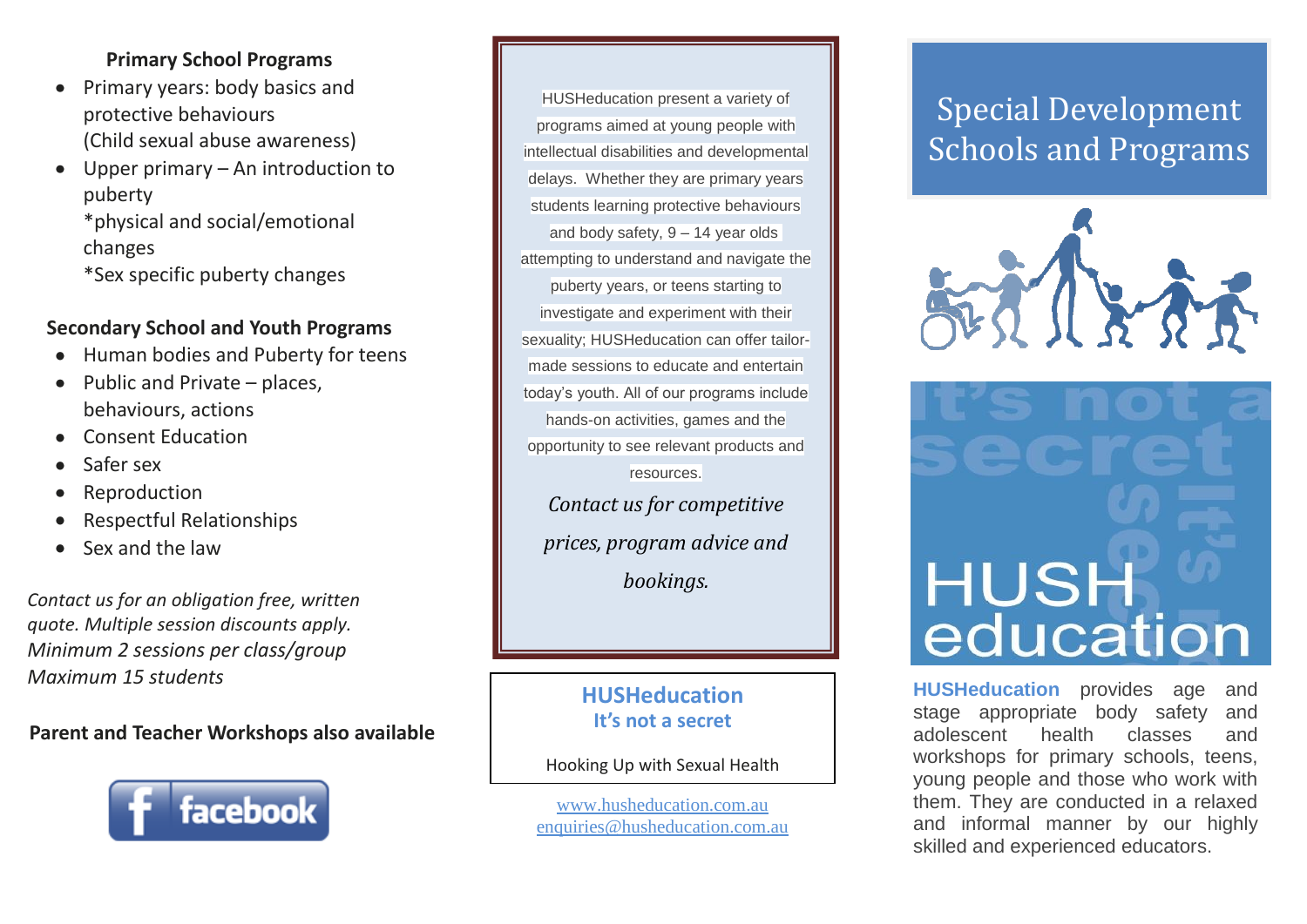### Primary School Programs

- Primary years: body basics and protective behaviours (Child sexual abuse awareness)
- Upper primary – An introduction to puberty
  *physical and social/emotional changes
  *Sex specific puberty changes

### Secondary School and Youth Programs

- Human bodies and Puberty for teens
- Public and Private – places, behaviours, actions
- Consent Education
- Safer sex
- Reproduction
- Respectful Relationships
- Sex and the law

*Contact us for an obligation free, written quote. Multiple session discounts apply.*
*Minimum 2 sessions per class/group*
*Maximum 15 students*

**Parent and Teacher Workshops also available**

facebook

HUSHeducation present a variety of programs aimed at young people with intellectual disabilities and developmental delays. Whether they are primary years students learning protective behaviours and body safety, 9 – 14 year olds attempting to understand and navigate the puberty years, or teens starting to investigate and experiment with their sexuality; HUSHeducation can offer tailor-made sessions to educate and entertain today's youth. All of our programs include hands-on activities, games and the opportunity to see relevant products and resources.

*Contact us for competitive prices, program advice and bookings.*

**HUSHeducation**
**It's not a secret**

Hooking Up with Sexual Health

www.husheducation.com.au
enquiries@husheducation.com.au

# Special Development Schools and Programs

It's not a secret

HUSH education

**HUSHeducation** provides age and stage appropriate body safety and adolescent health classes and workshops for primary schools, teens, young people and those who work with them. They are conducted in a relaxed and informal manner by our highly skilled and experienced educators.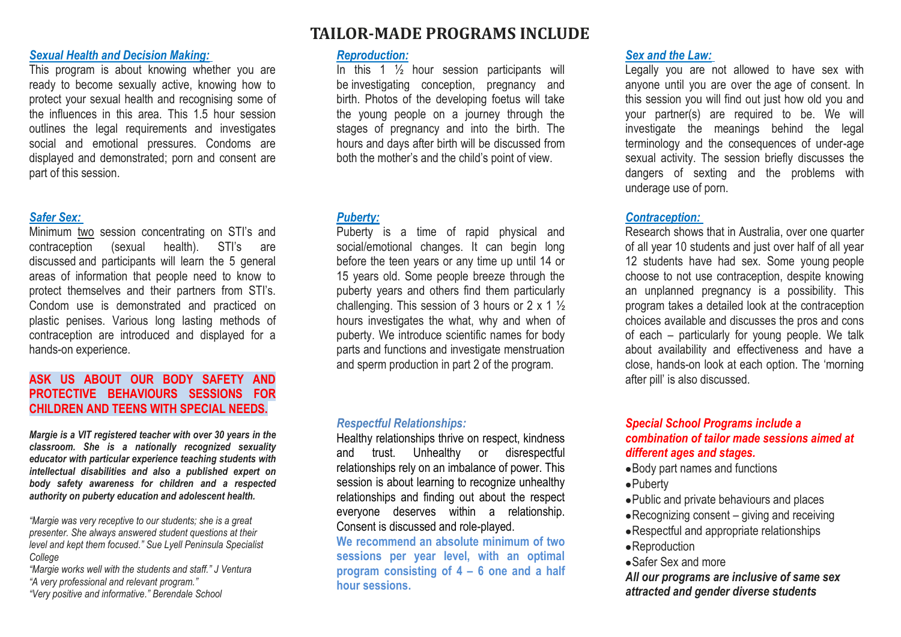# TAILOR-MADE PROGRAMS INCLUDE

***Sexual Health and Decision Making:***

This program is about knowing whether you are ready to become sexually active, knowing how to protect your sexual health and recognising some of the influences in this area. This 1.5 hour session outlines the legal requirements and investigates social and emotional pressures. Condoms are displayed and demonstrated; porn and consent are part of this session.

***Safer Sex:***

Minimum two session concentrating on STI's and contraception (sexual health). STI's are discussed and participants will learn the 5 general areas of information that people need to know to protect themselves and their partners from STI's. Condom use is demonstrated and practiced on plastic penises. Various long lasting methods of contraception are introduced and displayed for a hands-on experience.

**ASK US ABOUT OUR BODY SAFETY AND PROTECTIVE BEHAVIOURS SESSIONS FOR CHILDREN AND TEENS WITH SPECIAL NEEDS.**

***Margie is a VIT registered teacher with over 30 years in the classroom. She is a nationally recognized sexuality educator with particular experience teaching students with intellectual disabilities and also a published expert on body safety awareness for children and a respected authority on puberty education and adolescent health.***

*"Margie was very receptive to our students; she is a great presenter. She always answered student questions at their level and kept them focused." Sue Lyell Peninsula Specialist College*

*"Margie works well with the students and staff." J Ventura*

*"A very professional and relevant program."*

*"Very positive and informative." Berendale School*

***Reproduction:***

In this 1 ½ hour session participants will be investigating conception, pregnancy and birth. Photos of the developing foetus will take the young people on a journey through the stages of pregnancy and into the birth. The hours and days after birth will be discussed from both the mother's and the child's point of view.

***Puberty:***

Puberty is a time of rapid physical and social/emotional changes. It can begin long before the teen years or any time up until 14 or 15 years old. Some people breeze through the puberty years and others find them particularly challenging. This session of 3 hours or 2 x 1 ½ hours investigates the what, why and when of puberty. We introduce scientific names for body parts and functions and investigate menstruation and sperm production in part 2 of the program.

***Respectful Relationships:***

Healthy relationships thrive on respect, kindness and trust. Unhealthy or disrespectful relationships rely on an imbalance of power. This session is about learning to recognize unhealthy relationships and finding out about the respect everyone deserves within a relationship. Consent is discussed and role-played.

**We recommend an absolute minimum of two sessions per year level, with an optimal program consisting of 4 – 6 one and a half hour sessions.**

***Sex and the Law:***

Legally you are not allowed to have sex with anyone until you are over the age of consent. In this session you will find out just how old you and your partner(s) are required to be. We will investigate the meanings behind the legal terminology and the consequences of under-age sexual activity. The session briefly discusses the dangers of sexting and the problems with underage use of porn.

***Contraception:***

Research shows that in Australia, over one quarter of all year 10 students and just over half of all year 12 students have had sex. Some young people choose to not use contraception, despite knowing an unplanned pregnancy is a possibility. This program takes a detailed look at the contraception choices available and discusses the pros and cons of each – particularly for young people. We talk about availability and effectiveness and have a close, hands-on look at each option. The 'morning after pill' is also discussed.

***Special School Programs include a combination of tailor made sessions aimed at different ages and stages.***

- Body part names and functions
- Puberty
- Public and private behaviours and places
- Recognizing consent – giving and receiving
- Respectful and appropriate relationships
- Reproduction
- Safer Sex and more

***All our programs are inclusive of same sex attracted and gender diverse students***